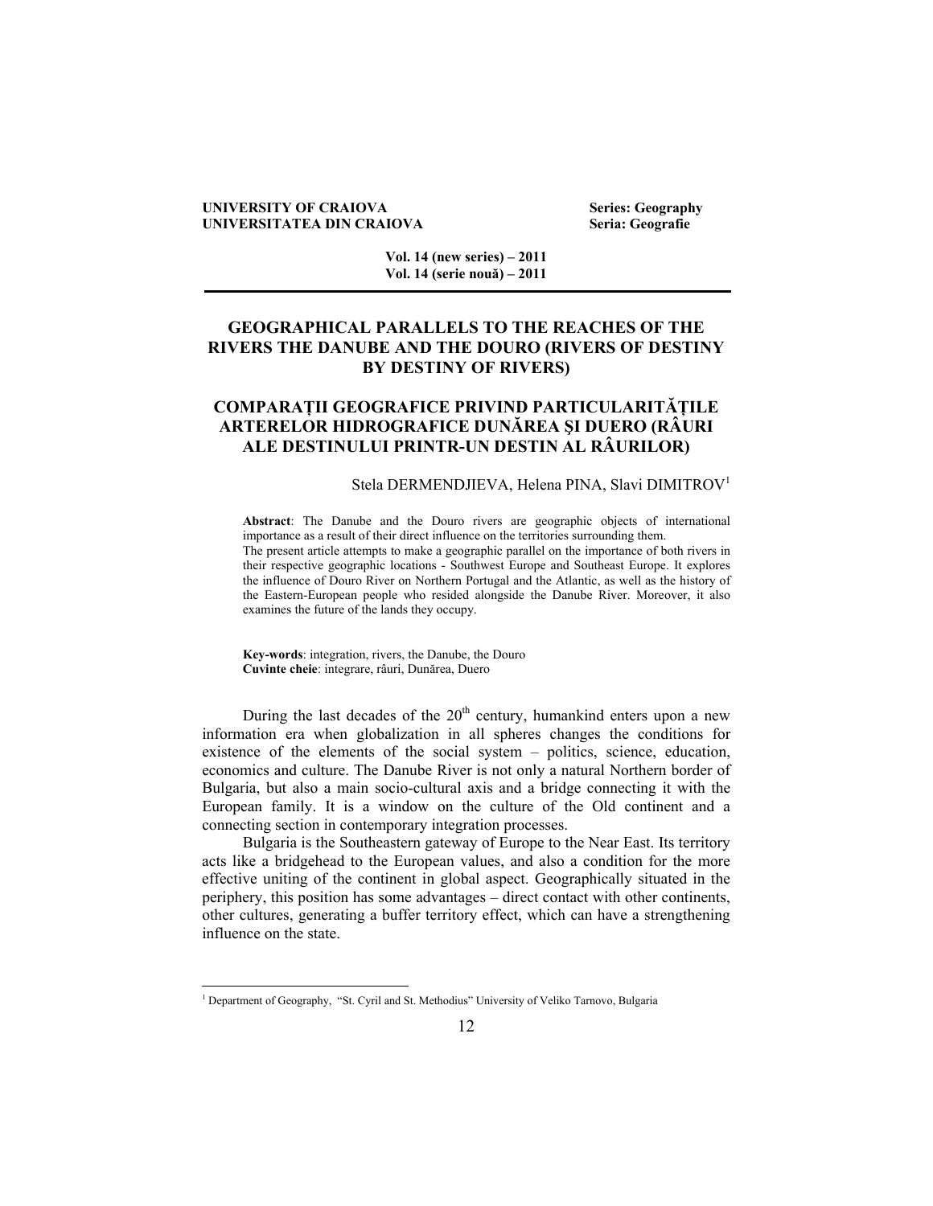UNIVERSITY OF CRAIOVA — Series: Geography
UNIVERSITATEA DIN CRAIOVA — Seria: Geografie

Vol. 14 (new series) – 2011
Vol. 14 (serie nouă) – 2011

# GEOGRAPHICAL PARALLELS TO THE REACHES OF THE RIVERS THE DANUBE AND THE DOURO (RIVERS OF DESTINY BY DESTINY OF RIVERS)

# COMPARAȚII GEOGRAFICE PRIVIND PARTICULARITĂȚILE ARTERELOR HIDROGRAFICE DUNĂREA ȘI DUERO (RÂURI ALE DESTINULUI PRINTR-UN DESTIN AL RÂURILOR)

Stela DERMENDJIEVA, Helena PINA, Slavi DIMITROV[1]

**Abstract**: The Danube and the Douro rivers are geographic objects of international importance as a result of their direct influence on the territories surrounding them.
The present article attempts to make a geographic parallel on the importance of both rivers in their respective geographic locations - Southwest Europe and Southeast Europe. It explores the influence of Douro River on Northern Portugal and the Atlantic, as well as the history of the Eastern-European people who resided alongside the Danube River. Moreover, it also examines the future of the lands they occupy.

**Key-words**: integration, rivers, the Danube, the Douro
**Cuvinte cheie**: integrare, râuri, Dunărea, Duero

During the last decades of the 20th century, humankind enters upon a new information era when globalization in all spheres changes the conditions for existence of the elements of the social system – politics, science, education, economics and culture. The Danube River is not only a natural Northern border of Bulgaria, but also a main socio-cultural axis and a bridge connecting it with the European family. It is a window on the culture of the Old continent and a connecting section in contemporary integration processes.

Bulgaria is the Southeastern gateway of Europe to the Near East. Its territory acts like a bridgehead to the European values, and also a condition for the more effective uniting of the continent in global aspect. Geographically situated in the periphery, this position has some advantages – direct contact with other continents, other cultures, generating a buffer territory effect, which can have a strengthening influence on the state.

[1] Department of Geography, "St. Cyril and St. Methodius" University of Veliko Tarnovo, Bulgaria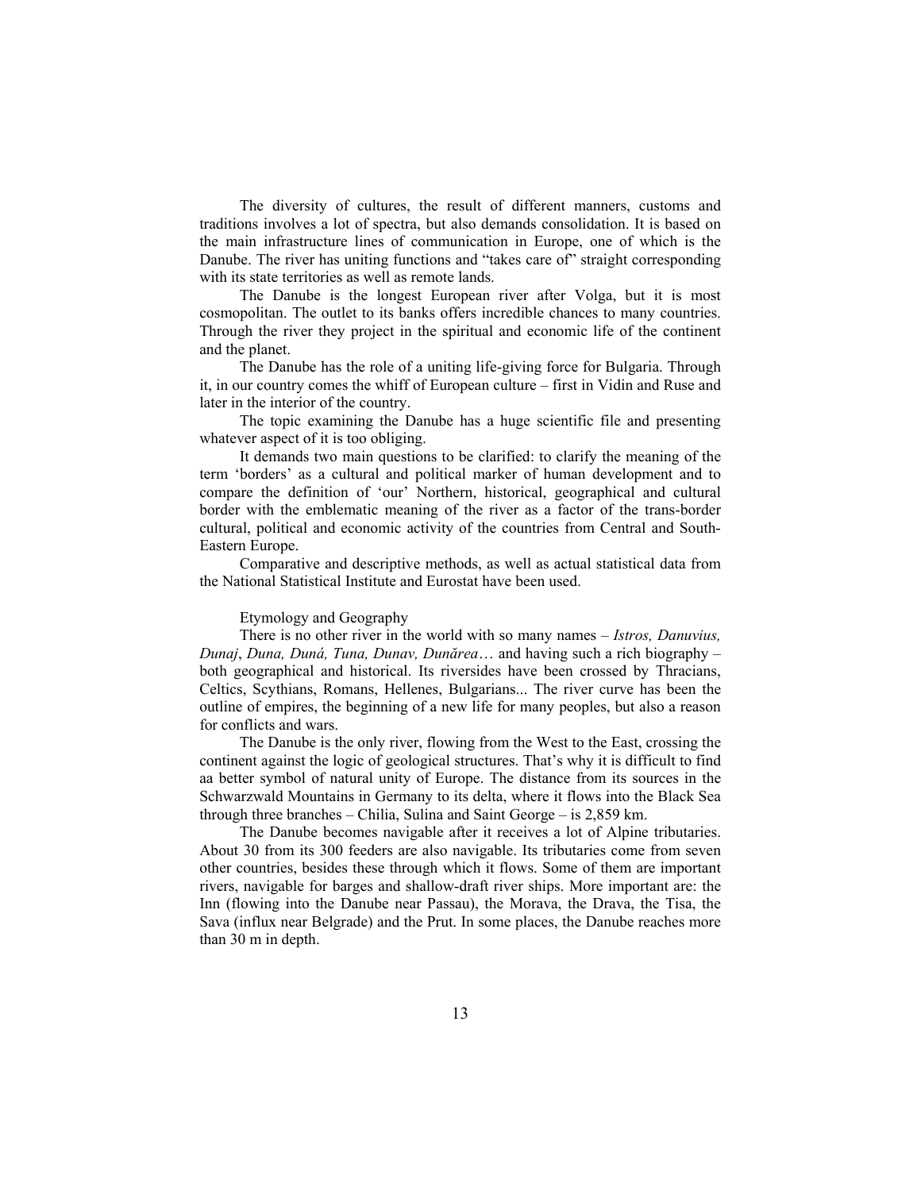The diversity of cultures, the result of different manners, customs and traditions involves a lot of spectra, but also demands consolidation. It is based on the main infrastructure lines of communication in Europe, one of which is the Danube. The river has uniting functions and "takes care of" straight corresponding with its state territories as well as remote lands.

The Danube is the longest European river after Volga, but it is most cosmopolitan. The outlet to its banks offers incredible chances to many countries. Through the river they project in the spiritual and economic life of the continent and the planet.

The Danube has the role of a uniting life-giving force for Bulgaria. Through it, in our country comes the whiff of European culture – first in Vidin and Ruse and later in the interior of the country.

The topic examining the Danube has a huge scientific file and presenting whatever aspect of it is too obliging.

It demands two main questions to be clarified: to clarify the meaning of the term 'borders' as a cultural and political marker of human development and to compare the definition of 'our' Northern, historical, geographical and cultural border with the emblematic meaning of the river as a factor of the trans-border cultural, political and economic activity of the countries from Central and South-Eastern Europe.

Comparative and descriptive methods, as well as actual statistical data from the National Statistical Institute and Eurostat have been used.

## Etymology and Geography

There is no other river in the world with so many names – *Istros, Danuvius, Dunaj*, *Duna, Duná, Tuna, Dunav, Dunărea*… and having such a rich biography – both geographical and historical. Its riversides have been crossed by Thracians, Celtics, Scythians, Romans, Hellenes, Bulgarians... The river curve has been the outline of empires, the beginning of a new life for many peoples, but also a reason for conflicts and wars.

The Danube is the only river, flowing from the West to the East, crossing the continent against the logic of geological structures. That's why it is difficult to find aa better symbol of natural unity of Europe. The distance from its sources in the Schwarzwald Mountains in Germany to its delta, where it flows into the Black Sea through three branches – Chilia, Sulina and Saint George – is 2,859 km.

The Danube becomes navigable after it receives a lot of Alpine tributaries. About 30 from its 300 feeders are also navigable. Its tributaries come from seven other countries, besides these through which it flows. Some of them are important rivers, navigable for barges and shallow-draft river ships. More important are: the Inn (flowing into the Danube near Passau), the Morava, the Drava, the Tisa, the Sava (influx near Belgrade) and the Prut. In some places, the Danube reaches more than 30 m in depth.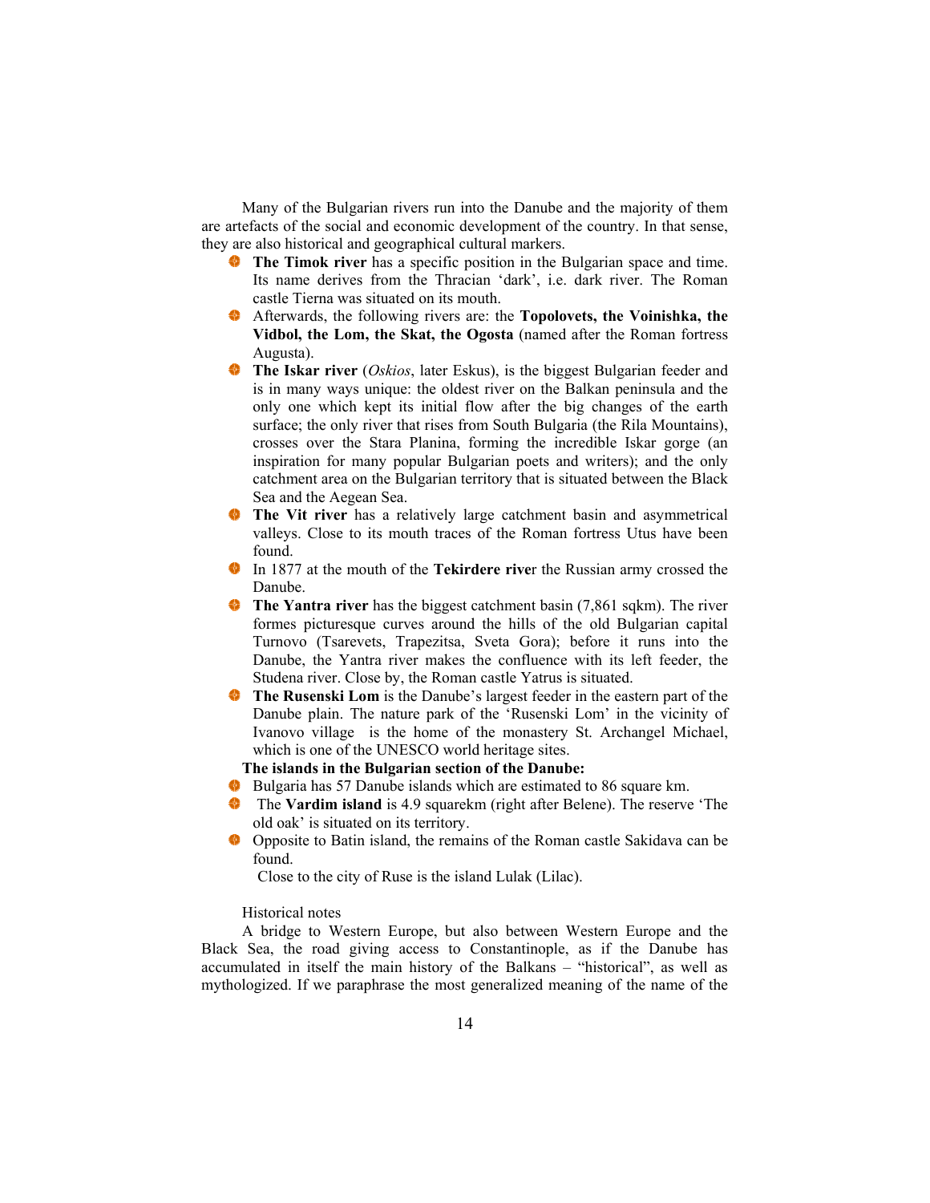Many of the Bulgarian rivers run into the Danube and the majority of them are artefacts of the social and economic development of the country. In that sense, they are also historical and geographical cultural markers.

- **The Timok river** has a specific position in the Bulgarian space and time. Its name derives from the Thracian 'dark', i.e. dark river. The Roman castle Tierna was situated on its mouth.
- Afterwards, the following rivers are: the **Topolovets, the Voinishka, the Vidbol, the Lom, the Skat, the Ogosta** (named after the Roman fortress Augusta).
- **The Iskar river** (*Oskios*, later Eskus), is the biggest Bulgarian feeder and is in many ways unique: the oldest river on the Balkan peninsula and the only one which kept its initial flow after the big changes of the earth surface; the only river that rises from South Bulgaria (the Rila Mountains), crosses over the Stara Planina, forming the incredible Iskar gorge (an inspiration for many popular Bulgarian poets and writers); and the only catchment area on the Bulgarian territory that is situated between the Black Sea and the Aegean Sea.
- **The Vit river** has a relatively large catchment basin and asymmetrical valleys. Close to its mouth traces of the Roman fortress Utus have been found.
- In 1877 at the mouth of the **Tekirdere rive**r the Russian army crossed the Danube.
- **The Yantra river** has the biggest catchment basin (7,861 sqkm). The river formes picturesque curves around the hills of the old Bulgarian capital Turnovo (Tsarevets, Trapezitsa, Sveta Gora); before it runs into the Danube, the Yantra river makes the confluence with its left feeder, the Studena river. Close by, the Roman castle Yatrus is situated.
- **The Rusenski Lom** is the Danube's largest feeder in the eastern part of the Danube plain. The nature park of the 'Rusenski Lom' in the vicinity of Ivanovo village is the home of the monastery St. Archangel Michael, which is one of the UNESCO world heritage sites.

**The islands in the Bulgarian section of the Danube:**

- Bulgaria has 57 Danube islands which are estimated to 86 square km.
- The **Vardim island** is 4.9 squarekm (right after Belene). The reserve 'The old oak' is situated on its territory.
- Opposite to Batin island, the remains of the Roman castle Sakidava can be found.

  Close to the city of Ruse is the island Lulak (Lilac).

Historical notes

A bridge to Western Europe, but also between Western Europe and the Black Sea, the road giving access to Constantinople, as if the Danube has accumulated in itself the main history of the Balkans – "historical", as well as mythologized. If we paraphrase the most generalized meaning of the name of the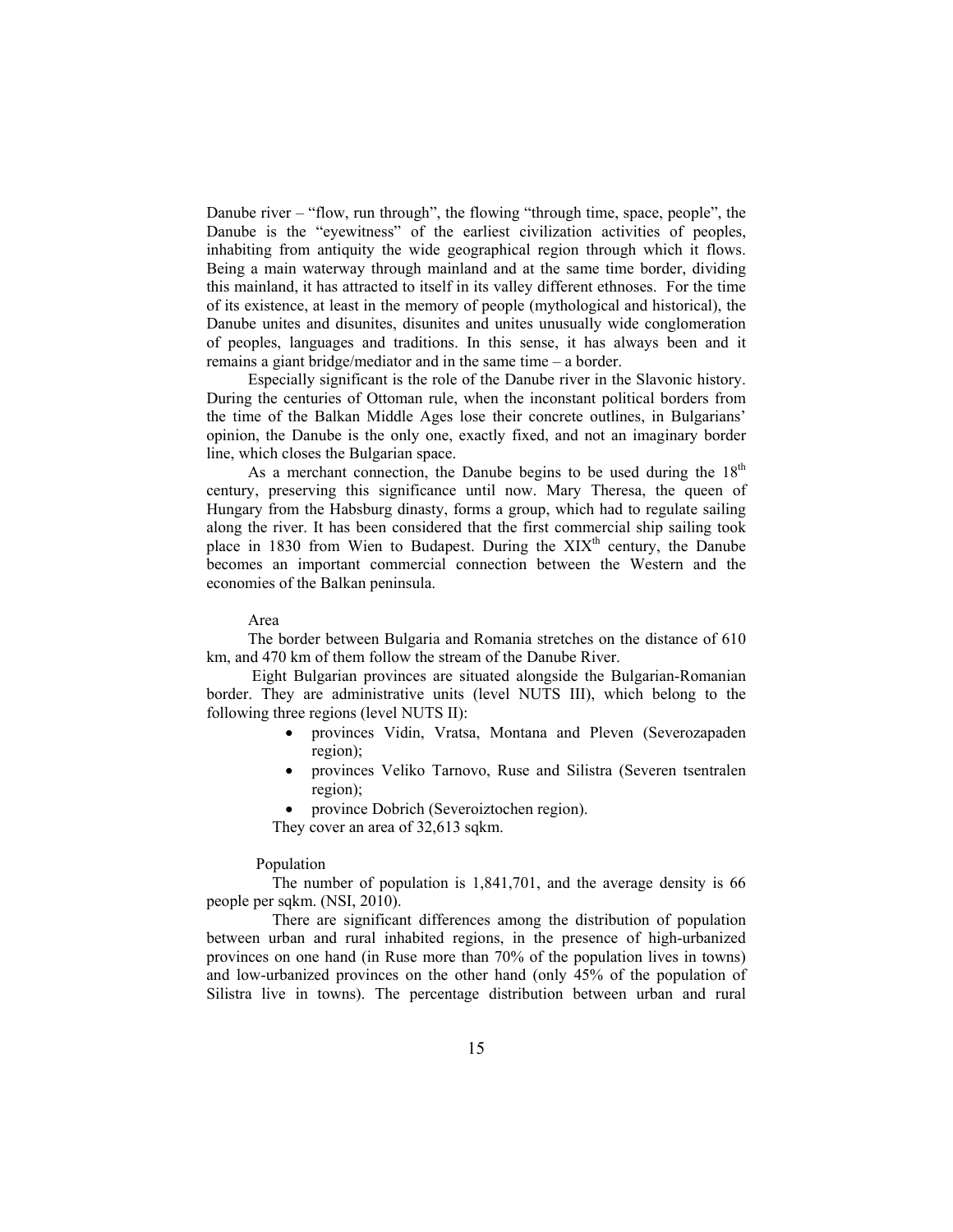Danube river – "flow, run through", the flowing "through time, space, people", the Danube is the "eyewitness" of the earliest civilization activities of peoples, inhabiting from antiquity the wide geographical region through which it flows. Being a main waterway through mainland and at the same time border, dividing this mainland, it has attracted to itself in its valley different ethnoses. For the time of its existence, at least in the memory of people (mythological and historical), the Danube unites and disunites, disunites and unites unusually wide conglomeration of peoples, languages and traditions. In this sense, it has always been and it remains a giant bridge/mediator and in the same time – a border.

Especially significant is the role of the Danube river in the Slavonic history. During the centuries of Ottoman rule, when the inconstant political borders from the time of the Balkan Middle Ages lose their concrete outlines, in Bulgarians' opinion, the Danube is the only one, exactly fixed, and not an imaginary border line, which closes the Bulgarian space.

As a merchant connection, the Danube begins to be used during the 18th century, preserving this significance until now. Mary Theresa, the queen of Hungary from the Habsburg dinasty, forms a group, which had to regulate sailing along the river. It has been considered that the first commercial ship sailing took place in 1830 from Wien to Budapest. During the XIXth century, the Danube becomes an important commercial connection between the Western and the economies of the Balkan peninsula.

Area

The border between Bulgaria and Romania stretches on the distance of 610 km, and 470 km of them follow the stream of the Danube River.

Eight Bulgarian provinces are situated alongside the Bulgarian-Romanian border. They are administrative units (level NUTS III), which belong to the following three regions (level NUTS II):

- provinces Vidin, Vratsa, Montana and Pleven (Severozapaden region);
- provinces Veliko Tarnovo, Ruse and Silistra (Severen tsentralen region);
- province Dobrich (Severoiztochen region).

They cover an area of 32,613 sqkm.

Population

The number of population is 1,841,701, and the average density is 66 people per sqkm. (NSI, 2010).

There are significant differences among the distribution of population between urban and rural inhabited regions, in the presence of high-urbanized provinces on one hand (in Ruse more than 70% of the population lives in towns) and low-urbanized provinces on the other hand (only 45% of the population of Silistra live in towns). The percentage distribution between urban and rural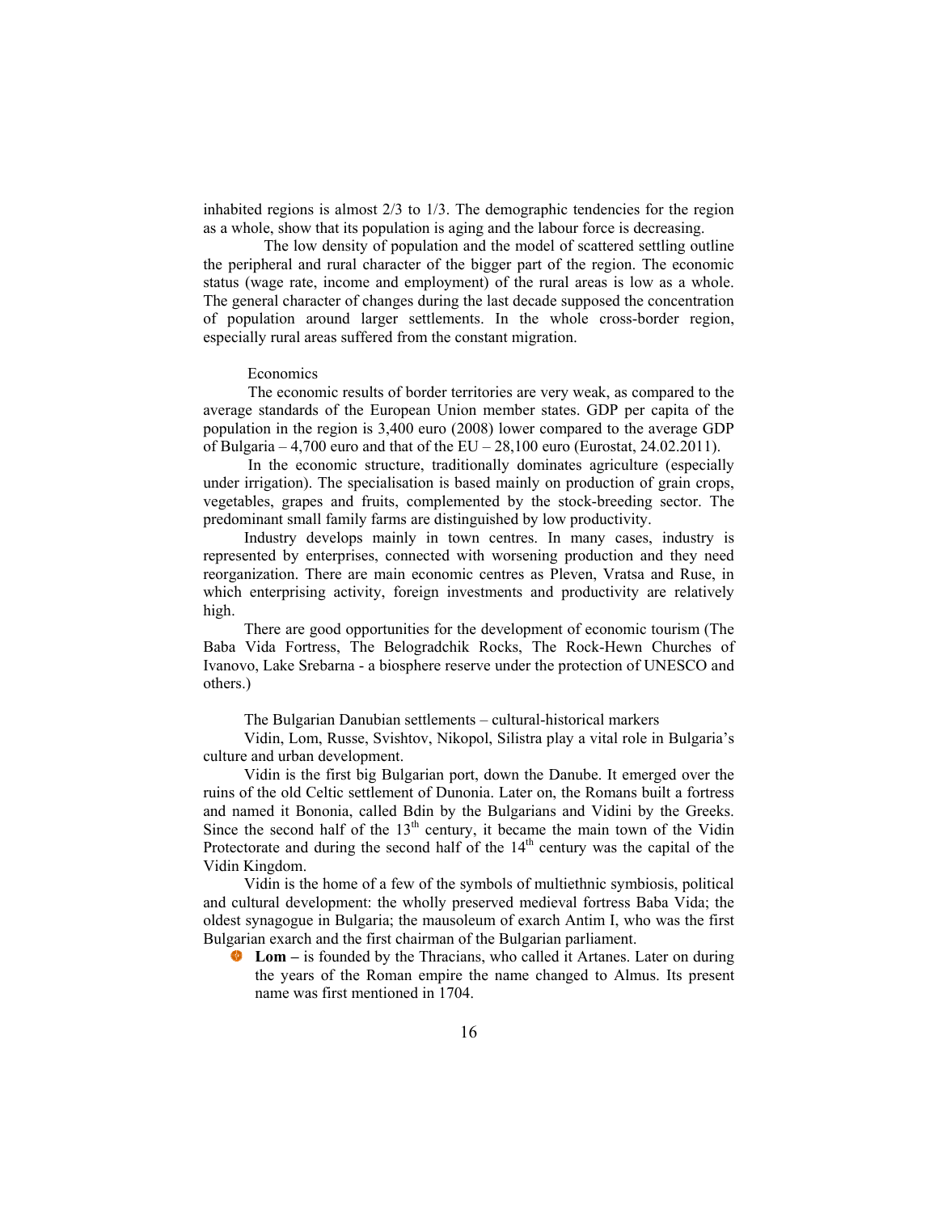inhabited regions is almost 2/3 to 1/3. The demographic tendencies for the region as a whole, show that its population is aging and the labour force is decreasing.

The low density of population and the model of scattered settling outline the peripheral and rural character of the bigger part of the region. The economic status (wage rate, income and employment) of the rural areas is low as a whole. The general character of changes during the last decade supposed the concentration of population around larger settlements. In the whole cross-border region, especially rural areas suffered from the constant migration.

Economics

The economic results of border territories are very weak, as compared to the average standards of the European Union member states. GDP per capita of the population in the region is 3,400 euro (2008) lower compared to the average GDP of Bulgaria – 4,700 euro and that of the EU – 28,100 euro (Eurostat, 24.02.2011).

In the economic structure, traditionally dominates agriculture (especially under irrigation). The specialisation is based mainly on production of grain crops, vegetables, grapes and fruits, complemented by the stock-breeding sector. The predominant small family farms are distinguished by low productivity.

Industry develops mainly in town centres. In many cases, industry is represented by enterprises, connected with worsening production and they need reorganization. There are main economic centres as Pleven, Vratsa and Ruse, in which enterprising activity, foreign investments and productivity are relatively high.

There are good opportunities for the development of economic tourism (The Baba Vida Fortress, The Belogradchik Rocks, The Rock-Hewn Churches of Ivanovo, Lake Srebarna - a biosphere reserve under the protection of UNESCO and others.)

The Bulgarian Danubian settlements – cultural-historical markers

Vidin, Lom, Russe, Svishtov, Nikopol, Silistra play a vital role in Bulgaria's culture and urban development.

Vidin is the first big Bulgarian port, down the Danube. It emerged over the ruins of the old Celtic settlement of Dunonia. Later on, the Romans built a fortress and named it Bononia, called Bdin by the Bulgarians and Vidini by the Greeks. Since the second half of the 13th century, it became the main town of the Vidin Protectorate and during the second half of the 14th century was the capital of the Vidin Kingdom.

Vidin is the home of a few of the symbols of multiethnic symbiosis, political and cultural development: the wholly preserved medieval fortress Baba Vida; the oldest synagogue in Bulgaria; the mausoleum of exarch Antim I, who was the first Bulgarian exarch and the first chairman of the Bulgarian parliament.

- **Lom –** is founded by the Thracians, who called it Artanes. Later on during the years of the Roman empire the name changed to Almus. Its present name was first mentioned in 1704.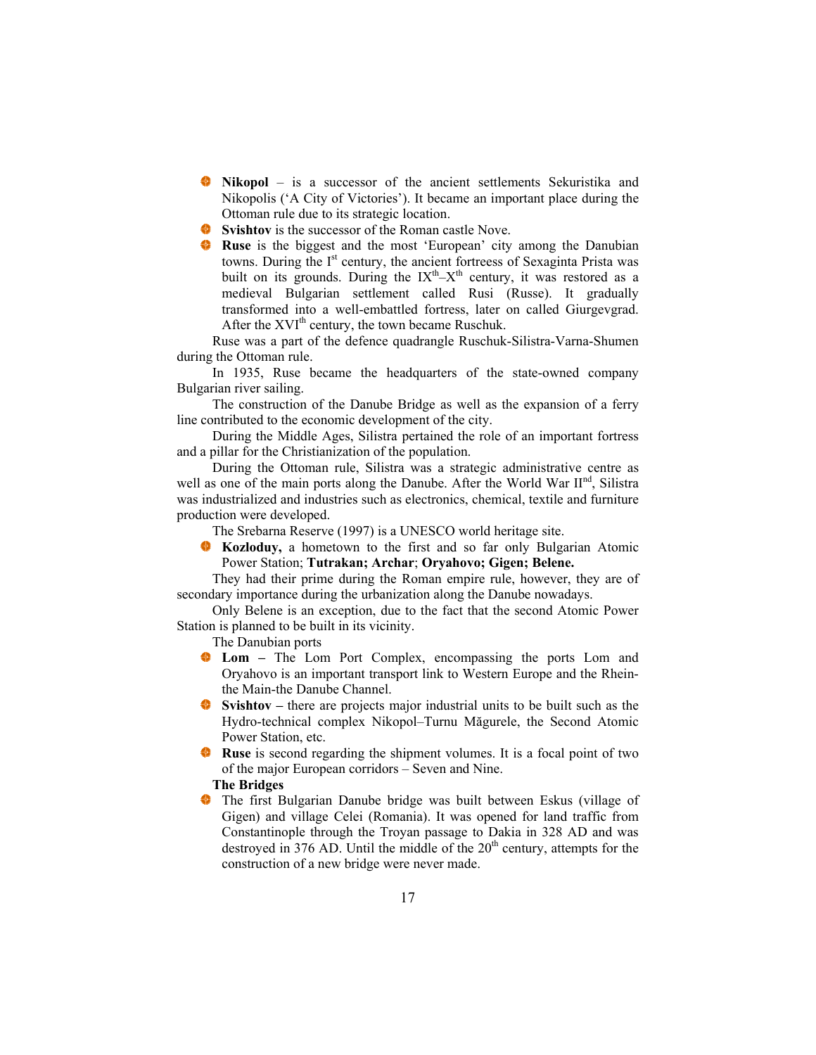- **Nikopol** – is a successor of the ancient settlements Sekuristika and Nikopolis ('A City of Victories'). It became an important place during the Ottoman rule due to its strategic location.
- **Svishtov** is the successor of the Roman castle Nove.
- **Ruse** is the biggest and the most 'European' city among the Danubian towns. During the I[st] century, the ancient fortreess of Sexaginta Prista was built on its grounds. During the IX[th]–X[th] century, it was restored as a medieval Bulgarian settlement called Rusi (Russe). It gradually transformed into a well-embattled fortress, later on called Giurgevgrad. After the XVI[th] century, the town became Ruschuk.

Ruse was a part of the defence quadrangle Ruschuk-Silistra-Varna-Shumen during the Ottoman rule.

In 1935, Ruse became the headquarters of the state-owned company Bulgarian river sailing.

The construction of the Danube Bridge as well as the expansion of a ferry line contributed to the economic development of the city.

During the Middle Ages, Silistra pertained the role of an important fortress and a pillar for the Christianization of the population.

During the Ottoman rule, Silistra was a strategic administrative centre as well as one of the main ports along the Danube. After the World War II[nd], Silistra was industrialized and industries such as electronics, chemical, textile and furniture production were developed.

The Srebarna Reserve (1997) is a UNESCO world heritage site.

- **Kozloduy,** a hometown to the first and so far only Bulgarian Atomic Power Station; **Tutrakan; Archar**; **Oryahovo; Gigen; Belene.**

They had their prime during the Roman empire rule, however, they are of secondary importance during the urbanization along the Danube nowadays.

Only Belene is an exception, due to the fact that the second Atomic Power Station is planned to be built in its vicinity.

The Danubian ports

- **Lom –** The Lom Port Complex, encompassing the ports Lom and Oryahovo is an important transport link to Western Europe and the Rhein-the Main-the Danube Channel.
- **Svishtov –** there are projects major industrial units to be built such as the Hydro-technical complex Nikopol–Turnu Măgurele, the Second Atomic Power Station, etc.
- **Ruse** is second regarding the shipment volumes. It is a focal point of two of the major European corridors – Seven and Nine.

**The Bridges**

- The first Bulgarian Danube bridge was built between Eskus (village of Gigen) and village Celei (Romania). It was opened for land traffic from Constantinople through the Troyan passage to Dakia in 328 AD and was destroyed in 376 AD. Until the middle of the 20[th] century, attempts for the construction of a new bridge were never made.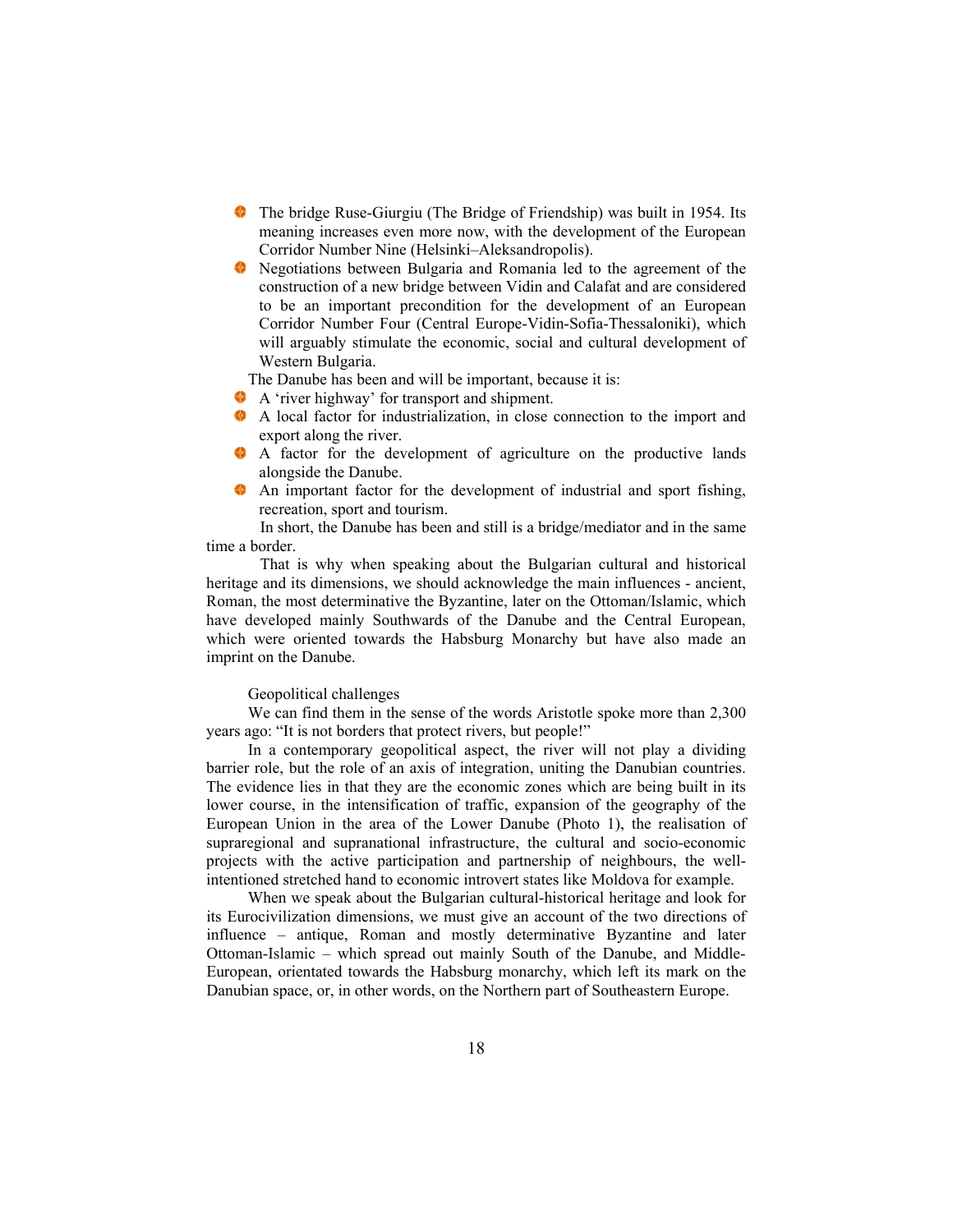- The bridge Ruse-Giurgiu (The Bridge of Friendship) was built in 1954. Its meaning increases even more now, with the development of the European Corridor Number Nine (Helsinki–Aleksandropolis).
- Negotiations between Bulgaria and Romania led to the agreement of the construction of a new bridge between Vidin and Calafat and are considered to be an important precondition for the development of an European Corridor Number Four (Central Europe-Vidin-Sofia-Thessaloniki), which will arguably stimulate the economic, social and cultural development of Western Bulgaria.

The Danube has been and will be important, because it is:

- A 'river highway' for transport and shipment.
- A local factor for industrialization, in close connection to the import and export along the river.
- A factor for the development of agriculture on the productive lands alongside the Danube.
- An important factor for the development of industrial and sport fishing, recreation, sport and tourism.

In short, the Danube has been and still is a bridge/mediator and in the same time a border.

That is why when speaking about the Bulgarian cultural and historical heritage and its dimensions, we should acknowledge the main influences - ancient, Roman, the most determinative the Byzantine, later on the Ottoman/Islamic, which have developed mainly Southwards of the Danube and the Central European, which were oriented towards the Habsburg Monarchy but have also made an imprint on the Danube.

Geopolitical challenges

We can find them in the sense of the words Aristotle spoke more than 2,300 years ago: "It is not borders that protect rivers, but people!"

In a contemporary geopolitical aspect, the river will not play a dividing barrier role, but the role of an axis of integration, uniting the Danubian countries. The evidence lies in that they are the economic zones which are being built in its lower course, in the intensification of traffic, expansion of the geography of the European Union in the area of the Lower Danube (Photo 1), the realisation of supraregional and supranational infrastructure, the cultural and socio-economic projects with the active participation and partnership of neighbours, the well-intentioned stretched hand to economic introvert states like Moldova for example.

When we speak about the Bulgarian cultural-historical heritage and look for its Eurocivilization dimensions, we must give an account of the two directions of influence – antique, Roman and mostly determinative Byzantine and later Ottoman-Islamic – which spread out mainly South of the Danube, and Middle-European, orientated towards the Habsburg monarchy, which left its mark on the Danubian space, or, in other words, on the Northern part of Southeastern Europe.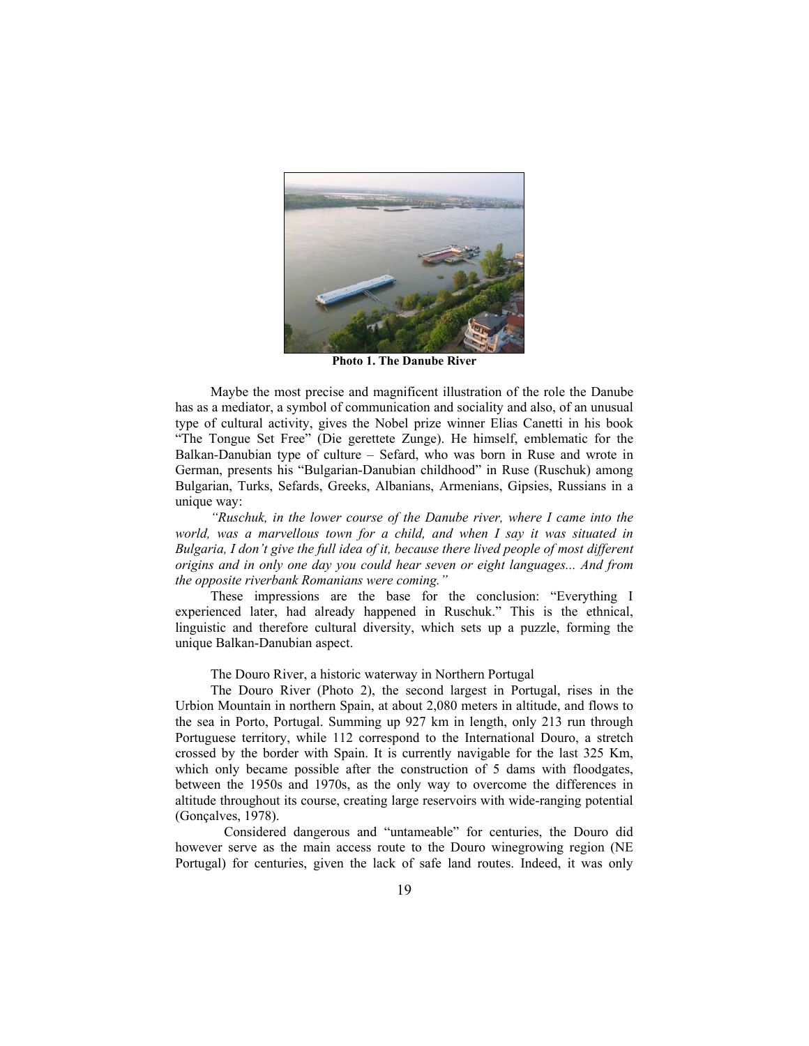**Photo 1. The Danube River**

Maybe the most precise and magnificent illustration of the role the Danube has as a mediator, a symbol of communication and sociality and also, of an unusual type of cultural activity, gives the Nobel prize winner Elias Canetti in his book "The Tongue Set Free" (Die gerettete Zunge). He himself, emblematic for the Balkan-Danubian type of culture – Sefard, who was born in Ruse and wrote in German, presents his "Bulgarian-Danubian childhood" in Ruse (Ruschuk) among Bulgarian, Turks, Sefards, Greeks, Albanians, Armenians, Gipsies, Russians in a unique way:

*"Ruschuk, in the lower course of the Danube river, where I came into the world, was a marvellous town for a child, and when I say it was situated in Bulgaria, I don't give the full idea of it, because there lived people of most different origins and in only one day you could hear seven or eight languages... And from the opposite riverbank Romanians were coming."*

These impressions are the base for the conclusion: "Everything I experienced later, had already happened in Ruschuk." This is the ethnical, linguistic and therefore cultural diversity, which sets up a puzzle, forming the unique Balkan-Danubian aspect.

The Douro River, a historic waterway in Northern Portugal

The Douro River (Photo 2), the second largest in Portugal, rises in the Urbion Mountain in northern Spain, at about 2,080 meters in altitude, and flows to the sea in Porto, Portugal. Summing up 927 km in length, only 213 run through Portuguese territory, while 112 correspond to the International Douro, a stretch crossed by the border with Spain. It is currently navigable for the last 325 Km, which only became possible after the construction of 5 dams with floodgates, between the 1950s and 1970s, as the only way to overcome the differences in altitude throughout its course, creating large reservoirs with wide-ranging potential (Gonçalves, 1978).

Considered dangerous and "untameable" for centuries, the Douro did however serve as the main access route to the Douro winegrowing region (NE Portugal) for centuries, given the lack of safe land routes. Indeed, it was only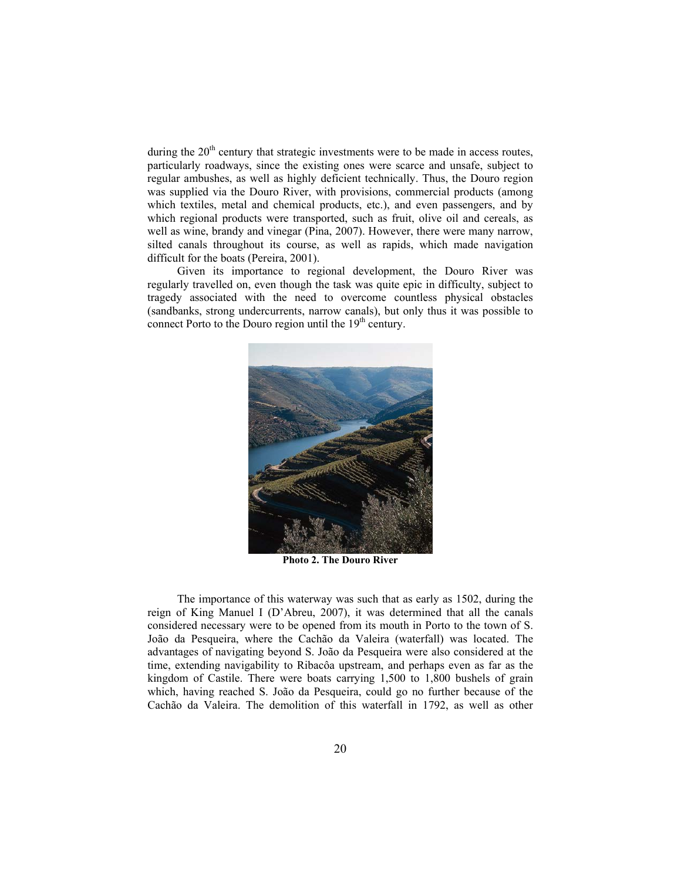during the 20th century that strategic investments were to be made in access routes, particularly roadways, since the existing ones were scarce and unsafe, subject to regular ambushes, as well as highly deficient technically. Thus, the Douro region was supplied via the Douro River, with provisions, commercial products (among which textiles, metal and chemical products, etc.), and even passengers, and by which regional products were transported, such as fruit, olive oil and cereals, as well as wine, brandy and vinegar (Pina, 2007). However, there were many narrow, silted canals throughout its course, as well as rapids, which made navigation difficult for the boats (Pereira, 2001).

Given its importance to regional development, the Douro River was regularly travelled on, even though the task was quite epic in difficulty, subject to tragedy associated with the need to overcome countless physical obstacles (sandbanks, strong undercurrents, narrow canals), but only thus it was possible to connect Porto to the Douro region until the 19th century.

**Photo 2. The Douro River**

The importance of this waterway was such that as early as 1502, during the reign of King Manuel I (D'Abreu, 2007), it was determined that all the canals considered necessary were to be opened from its mouth in Porto to the town of S. João da Pesqueira, where the Cachão da Valeira (waterfall) was located. The advantages of navigating beyond S. João da Pesqueira were also considered at the time, extending navigability to Ribacôa upstream, and perhaps even as far as the kingdom of Castile. There were boats carrying 1,500 to 1,800 bushels of grain which, having reached S. João da Pesqueira, could go no further because of the Cachão da Valeira. The demolition of this waterfall in 1792, as well as other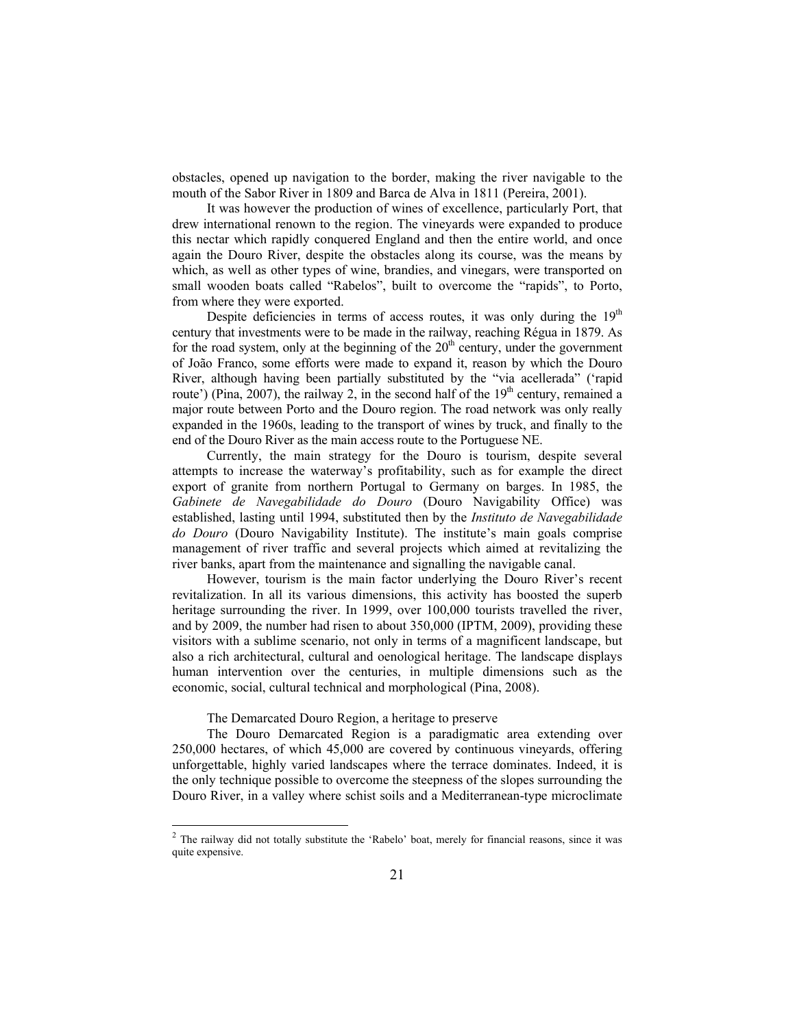obstacles, opened up navigation to the border, making the river navigable to the mouth of the Sabor River in 1809 and Barca de Alva in 1811 (Pereira, 2001).

It was however the production of wines of excellence, particularly Port, that drew international renown to the region. The vineyards were expanded to produce this nectar which rapidly conquered England and then the entire world, and once again the Douro River, despite the obstacles along its course, was the means by which, as well as other types of wine, brandies, and vinegars, were transported on small wooden boats called "Rabelos", built to overcome the "rapids", to Porto, from where they were exported.

Despite deficiencies in terms of access routes, it was only during the 19th century that investments were to be made in the railway, reaching Régua in 1879. As for the road system, only at the beginning of the 20th century, under the government of João Franco, some efforts were made to expand it, reason by which the Douro River, although having been partially substituted by the "via acellerada" ('rapid route') (Pina, 2007), the railway [2], in the second half of the 19th century, remained a major route between Porto and the Douro region. The road network was only really expanded in the 1960s, leading to the transport of wines by truck, and finally to the end of the Douro River as the main access route to the Portuguese NE.

Currently, the main strategy for the Douro is tourism, despite several attempts to increase the waterway's profitability, such as for example the direct export of granite from northern Portugal to Germany on barges. In 1985, the *Gabinete de Navegabilidade do Douro* (Douro Navigability Office) was established, lasting until 1994, substituted then by the *Instituto de Navegabilidade do Douro* (Douro Navigability Institute). The institute's main goals comprise management of river traffic and several projects which aimed at revitalizing the river banks, apart from the maintenance and signalling the navigable canal.

However, tourism is the main factor underlying the Douro River's recent revitalization. In all its various dimensions, this activity has boosted the superb heritage surrounding the river. In 1999, over 100,000 tourists travelled the river, and by 2009, the number had risen to about 350,000 (IPTM, 2009), providing these visitors with a sublime scenario, not only in terms of a magnificent landscape, but also a rich architectural, cultural and oenological heritage. The landscape displays human intervention over the centuries, in multiple dimensions such as the economic, social, cultural technical and morphological (Pina, 2008).

The Demarcated Douro Region, a heritage to preserve

The Douro Demarcated Region is a paradigmatic area extending over 250,000 hectares, of which 45,000 are covered by continuous vineyards, offering unforgettable, highly varied landscapes where the terrace dominates. Indeed, it is the only technique possible to overcome the steepness of the slopes surrounding the Douro River, in a valley where schist soils and a Mediterranean-type microclimate

[2] The railway did not totally substitute the 'Rabelo' boat, merely for financial reasons, since it was quite expensive.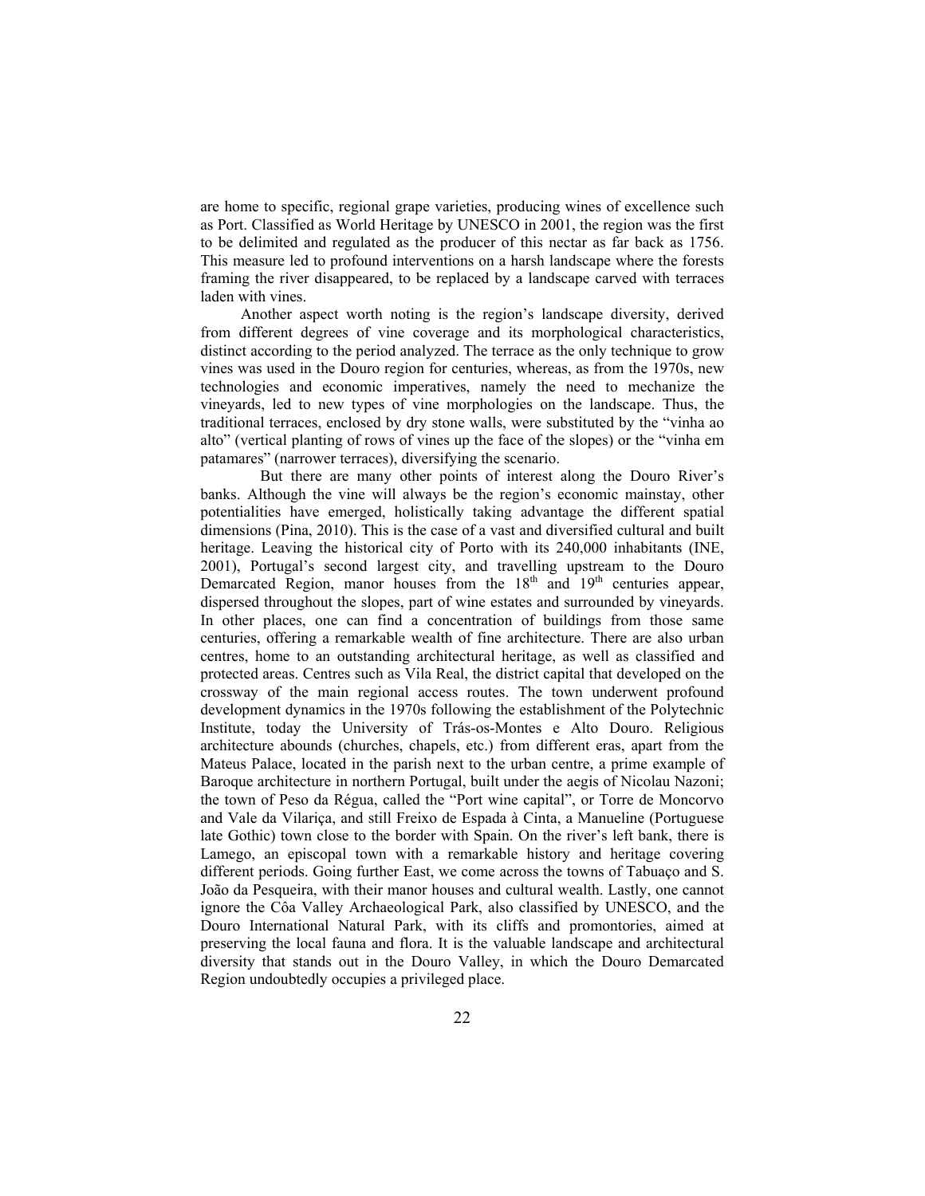are home to specific, regional grape varieties, producing wines of excellence such as Port. Classified as World Heritage by UNESCO in 2001, the region was the first to be delimited and regulated as the producer of this nectar as far back as 1756. This measure led to profound interventions on a harsh landscape where the forests framing the river disappeared, to be replaced by a landscape carved with terraces laden with vines.

Another aspect worth noting is the region's landscape diversity, derived from different degrees of vine coverage and its morphological characteristics, distinct according to the period analyzed. The terrace as the only technique to grow vines was used in the Douro region for centuries, whereas, as from the 1970s, new technologies and economic imperatives, namely the need to mechanize the vineyards, led to new types of vine morphologies on the landscape. Thus, the traditional terraces, enclosed by dry stone walls, were substituted by the "vinha ao alto" (vertical planting of rows of vines up the face of the slopes) or the "vinha em patamares" (narrower terraces), diversifying the scenario.

But there are many other points of interest along the Douro River's banks. Although the vine will always be the region's economic mainstay, other potentialities have emerged, holistically taking advantage the different spatial dimensions (Pina, 2010). This is the case of a vast and diversified cultural and built heritage. Leaving the historical city of Porto with its 240,000 inhabitants (INE, 2001), Portugal's second largest city, and travelling upstream to the Douro Demarcated Region, manor houses from the 18th and 19th centuries appear, dispersed throughout the slopes, part of wine estates and surrounded by vineyards. In other places, one can find a concentration of buildings from those same centuries, offering a remarkable wealth of fine architecture. There are also urban centres, home to an outstanding architectural heritage, as well as classified and protected areas. Centres such as Vila Real, the district capital that developed on the crossway of the main regional access routes. The town underwent profound development dynamics in the 1970s following the establishment of the Polytechnic Institute, today the University of Trás-os-Montes e Alto Douro. Religious architecture abounds (churches, chapels, etc.) from different eras, apart from the Mateus Palace, located in the parish next to the urban centre, a prime example of Baroque architecture in northern Portugal, built under the aegis of Nicolau Nazoni; the town of Peso da Régua, called the "Port wine capital", or Torre de Moncorvo and Vale da Vilariça, and still Freixo de Espada à Cinta, a Manueline (Portuguese late Gothic) town close to the border with Spain. On the river's left bank, there is Lamego, an episcopal town with a remarkable history and heritage covering different periods. Going further East, we come across the towns of Tabuaço and S. João da Pesqueira, with their manor houses and cultural wealth. Lastly, one cannot ignore the Côa Valley Archaeological Park, also classified by UNESCO, and the Douro International Natural Park, with its cliffs and promontories, aimed at preserving the local fauna and flora. It is the valuable landscape and architectural diversity that stands out in the Douro Valley, in which the Douro Demarcated Region undoubtedly occupies a privileged place.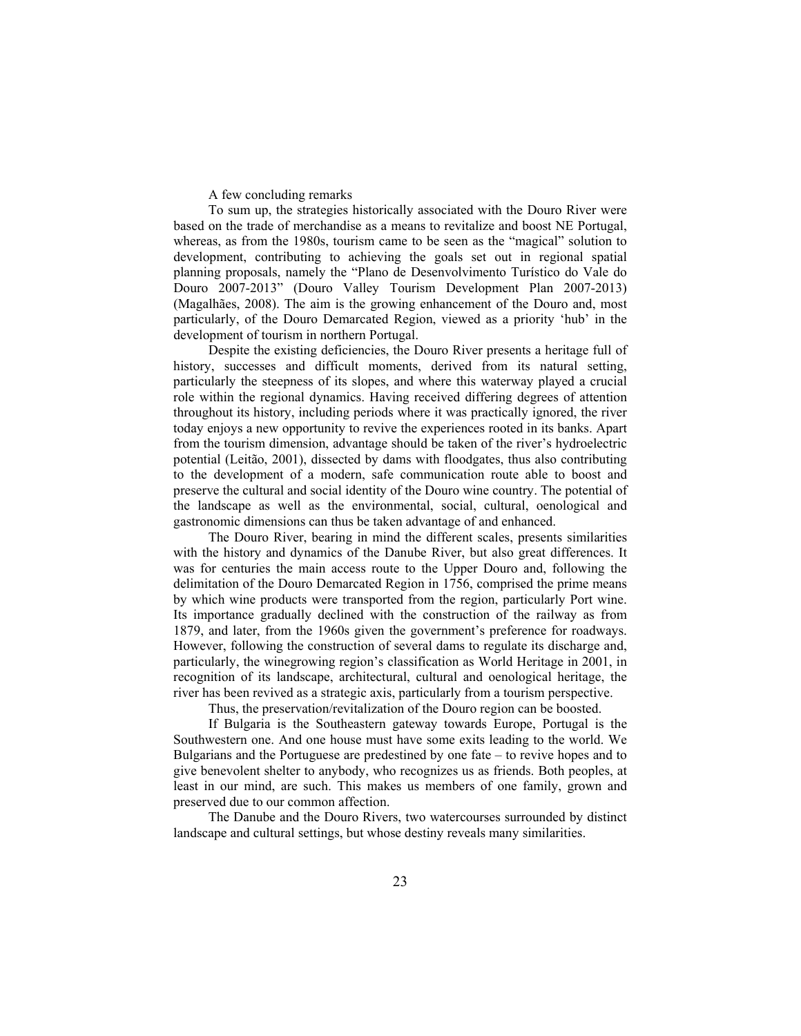## A few concluding remarks

To sum up, the strategies historically associated with the Douro River were based on the trade of merchandise as a means to revitalize and boost NE Portugal, whereas, as from the 1980s, tourism came to be seen as the "magical" solution to development, contributing to achieving the goals set out in regional spatial planning proposals, namely the "Plano de Desenvolvimento Turístico do Vale do Douro 2007-2013" (Douro Valley Tourism Development Plan 2007-2013) (Magalhães, 2008). The aim is the growing enhancement of the Douro and, most particularly, of the Douro Demarcated Region, viewed as a priority 'hub' in the development of tourism in northern Portugal.

Despite the existing deficiencies, the Douro River presents a heritage full of history, successes and difficult moments, derived from its natural setting, particularly the steepness of its slopes, and where this waterway played a crucial role within the regional dynamics. Having received differing degrees of attention throughout its history, including periods where it was practically ignored, the river today enjoys a new opportunity to revive the experiences rooted in its banks. Apart from the tourism dimension, advantage should be taken of the river's hydroelectric potential (Leitão, 2001), dissected by dams with floodgates, thus also contributing to the development of a modern, safe communication route able to boost and preserve the cultural and social identity of the Douro wine country. The potential of the landscape as well as the environmental, social, cultural, oenological and gastronomic dimensions can thus be taken advantage of and enhanced.

The Douro River, bearing in mind the different scales, presents similarities with the history and dynamics of the Danube River, but also great differences. It was for centuries the main access route to the Upper Douro and, following the delimitation of the Douro Demarcated Region in 1756, comprised the prime means by which wine products were transported from the region, particularly Port wine. Its importance gradually declined with the construction of the railway as from 1879, and later, from the 1960s given the government's preference for roadways. However, following the construction of several dams to regulate its discharge and, particularly, the winegrowing region's classification as World Heritage in 2001, in recognition of its landscape, architectural, cultural and oenological heritage, the river has been revived as a strategic axis, particularly from a tourism perspective.

Thus, the preservation/revitalization of the Douro region can be boosted.

If Bulgaria is the Southeastern gateway towards Europe, Portugal is the Southwestern one. And one house must have some exits leading to the world. We Bulgarians and the Portuguese are predestined by one fate – to revive hopes and to give benevolent shelter to anybody, who recognizes us as friends. Both peoples, at least in our mind, are such. This makes us members of one family, grown and preserved due to our common affection.

The Danube and the Douro Rivers, two watercourses surrounded by distinct landscape and cultural settings, but whose destiny reveals many similarities.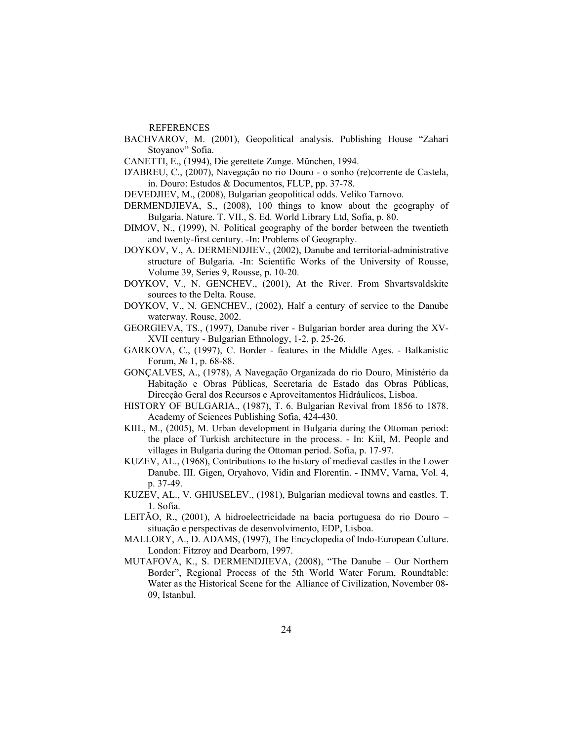REFERENCES

BACHVAROV, M. (2001), Geopolitical analysis. Publishing House "Zahari Stoyanov" Sofia.

CANETTI, E., (1994), Die gerettete Zunge. München, 1994.

D'ABREU, C., (2007), Navegação no rio Douro - o sonho (re)corrente de Castela, in. Douro: Estudos & Documentos, FLUP, pp. 37-78.

DEVEDJIEV, M., (2008), Bulgarian geopolitical odds. Veliko Tarnovo.

DERMENDJIEVA, S., (2008), 100 things to know about the geography of Bulgaria. Nature. T. VII., S. Ed. World Library Ltd, Sofia, p. 80.

DIMOV, N., (1999), N. Political geography of the border between the twentieth and twenty-first century. -In: Problems of Geography.

DOYKOV, V., A. DERMENDJIEV., (2002), Danube and territorial-administrative structure of Bulgaria. -In: Scientific Works of the University of Rousse, Volume 39, Series 9, Rousse, p. 10-20.

DOYKOV, V., N. GENCHEV., (2001), At the River. From Shvartsvaldskite sources to the Delta. Rouse.

DOYKOV, V., N. GENCHEV., (2002), Half a century of service to the Danube waterway. Rouse, 2002.

GEORGIEVA, TS., (1997), Danube river - Bulgarian border area during the XV-XVII century - Bulgarian Ethnology, 1-2, p. 25-26.

GARKOVA, C., (1997), C. Border - features in the Middle Ages. - Balkanistic Forum, № 1, p. 68-88.

GONÇALVES, A., (1978), A Navegação Organizada do rio Douro, Ministério da Habitação e Obras Públicas, Secretaria de Estado das Obras Públicas, Direcção Geral dos Recursos e Aproveitamentos Hidráulicos, Lisboa.

HISTORY OF BULGARIA., (1987), T. 6. Bulgarian Revival from 1856 to 1878. Academy of Sciences Publishing Sofia, 424-430.

KIIL, M., (2005), M. Urban development in Bulgaria during the Ottoman period: the place of Turkish architecture in the process. - In: Kiil, M. People and villages in Bulgaria during the Ottoman period. Sofia, p. 17-97.

KUZEV, AL., (1968), Contributions to the history of medieval castles in the Lower Danube. III. Gigen, Oryahovo, Vidin and Florentin. - INMV, Varna, Vol. 4, p. 37-49.

KUZEV, AL., V. GHIUSELEV., (1981), Bulgarian medieval towns and castles. T. 1. Sofia.

LEITÃO, R., (2001), A hidroelectricidade na bacia portuguesa do rio Douro – situação e perspectivas de desenvolvimento, EDP, Lisboa.

MALLORY, A., D. ADAMS, (1997), The Encyclopedia of Indo-European Culture. London: Fitzroy and Dearborn, 1997.

MUTAFOVA, K., S. DERMENDJIEVA, (2008), "The Danube – Our Northern Border", Regional Process of the 5th World Water Forum, Roundtable: Water as the Historical Scene for the Alliance of Civilization, November 08-09, Istanbul.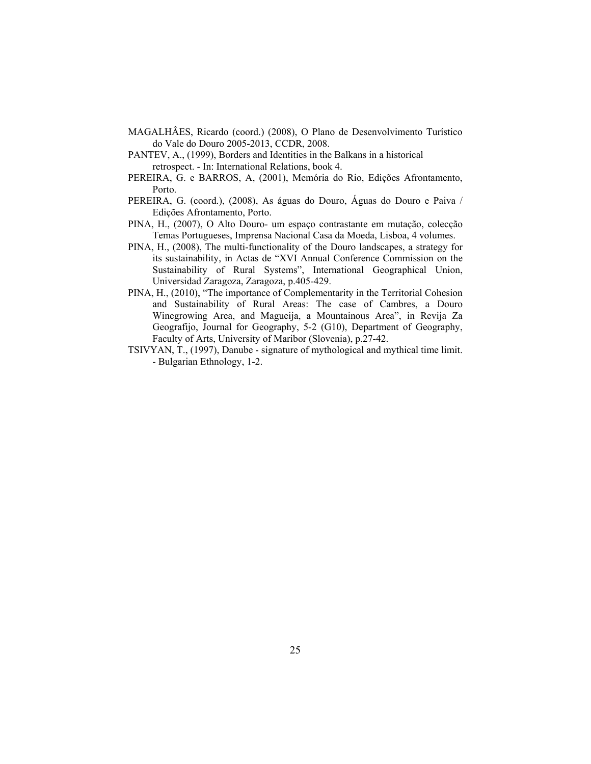MAGALHÂES, Ricardo (coord.) (2008), O Plano de Desenvolvimento Turístico do Vale do Douro 2005-2013, CCDR, 2008.

PANTEV, A., (1999), Borders and Identities in the Balkans in a historical retrospect. - In: International Relations, book 4.

PEREIRA, G. e BARROS, A, (2001), Memória do Rio, Edições Afrontamento, Porto.

PEREIRA, G. (coord.), (2008), As águas do Douro, Águas do Douro e Paiva / Edições Afrontamento, Porto.

PINA, H., (2007), O Alto Douro- um espaço contrastante em mutação, colecção Temas Portugueses, Imprensa Nacional Casa da Moeda, Lisboa, 4 volumes.

PINA, H., (2008), The multi-functionality of the Douro landscapes, a strategy for its sustainability, in Actas de "XVI Annual Conference Commission on the Sustainability of Rural Systems", International Geographical Union, Universidad Zaragoza, Zaragoza, p.405-429.

PINA, H., (2010), "The importance of Complementarity in the Territorial Cohesion and Sustainability of Rural Areas: The case of Cambres, a Douro Winegrowing Area, and Magueija, a Mountainous Area", in Revija Za Geografijo, Journal for Geography, 5-2 (G10), Department of Geography, Faculty of Arts, University of Maribor (Slovenia), p.27-42.

TSIVYAN, T., (1997), Danube - signature of mythological and mythical time limit. - Bulgarian Ethnology, 1-2.